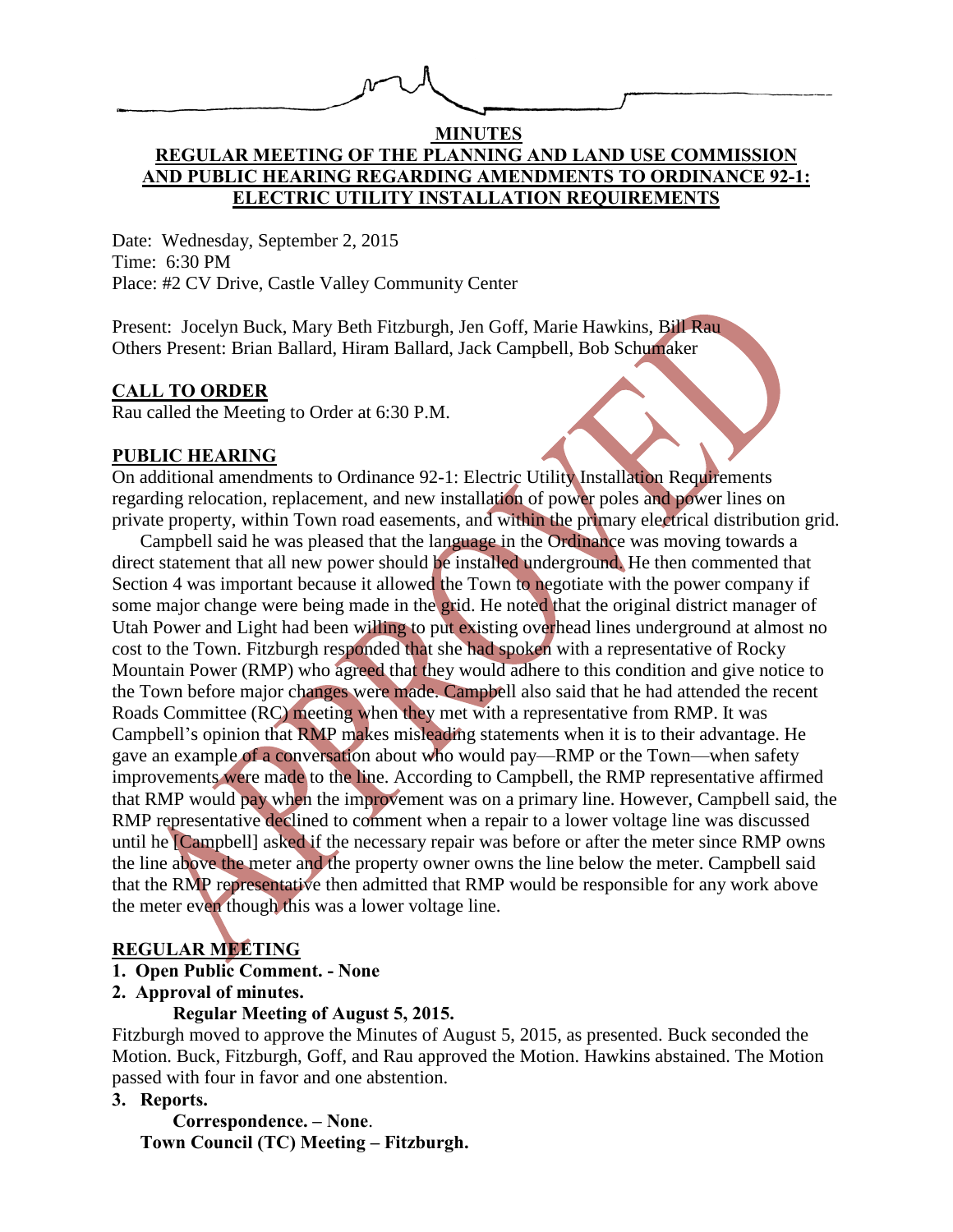**MINUTES**

**REGULAR MEETING OF THE PLANNING AND LAND USE COMMISSION AND PUBLIC HEARING REGARDING AMENDMENTS TO ORDINANCE 92-1: ELECTRIC UTILITY INSTALLATION REQUIREMENTS**

Date: Wednesday, September 2, 2015
Time: 6:30 PM
Place: #2 CV Drive, Castle Valley Community Center

Present: Jocelyn Buck, Mary Beth Fitzburgh, Jen Goff, Marie Hawkins, Bill Rau
Others Present: Brian Ballard, Hiram Ballard, Jack Campbell, Bob Schumaker

## CALL TO ORDER

Rau called the Meeting to Order at 6:30 P.M.

## PUBLIC HEARING

On additional amendments to Ordinance 92-1: Electric Utility Installation Requirements regarding relocation, replacement, and new installation of power poles and power lines on private property, within Town road easements, and within the primary electrical distribution grid.

Campbell said he was pleased that the language in the Ordinance was moving towards a direct statement that all new power should be installed underground. He then commented that Section 4 was important because it allowed the Town to negotiate with the power company if some major change were being made in the grid. He noted that the original district manager of Utah Power and Light had been willing to put existing overhead lines underground at almost no cost to the Town. Fitzburgh responded that she had spoken with a representative of Rocky Mountain Power (RMP) who agreed that they would adhere to this condition and give notice to the Town before major changes were made. Campbell also said that he had attended the recent Roads Committee (RC) meeting when they met with a representative from RMP. It was Campbell's opinion that RMP makes misleading statements when it is to their advantage. He gave an example of a conversation about who would pay—RMP or the Town—when safety improvements were made to the line. According to Campbell, the RMP representative affirmed that RMP would pay when the improvement was on a primary line. However, Campbell said, the RMP representative declined to comment when a repair to a lower voltage line was discussed until he [Campbell] asked if the necessary repair was before or after the meter since RMP owns the line above the meter and the property owner owns the line below the meter. Campbell said that the RMP representative then admitted that RMP would be responsible for any work above the meter even though this was a lower voltage line.

## REGULAR MEETING

**1. Open Public Comment. - None**

**2. Approval of minutes.**

**Regular Meeting of August 5, 2015.**

Fitzburgh moved to approve the Minutes of August 5, 2015, as presented. Buck seconded the Motion. Buck, Fitzburgh, Goff, and Rau approved the Motion. Hawkins abstained. The Motion passed with four in favor and one abstention.

**3. Reports.**

**Correspondence. – None**.

**Town Council (TC) Meeting – Fitzburgh.**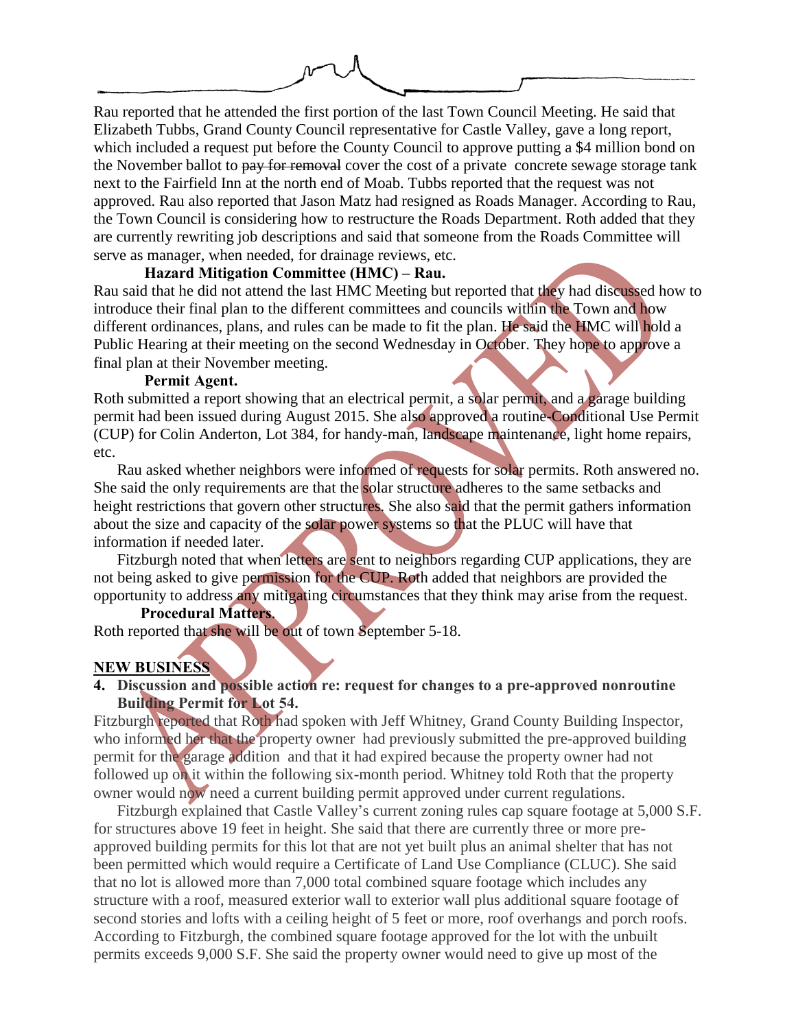Rau reported that he attended the first portion of the last Town Council Meeting. He said that Elizabeth Tubbs, Grand County Council representative for Castle Valley, gave a long report, which included a request put before the County Council to approve putting a $4 million bond on the November ballot to ~~pay for removal~~ cover the cost of a private concrete sewage storage tank next to the Fairfield Inn at the north end of Moab. Tubbs reported that the request was not approved. Rau also reported that Jason Matz had resigned as Roads Manager. According to Rau, the Town Council is considering how to restructure the Roads Department. Roth added that they are currently rewriting job descriptions and said that someone from the Roads Committee will serve as manager, when needed, for drainage reviews, etc.

**Hazard Mitigation Committee (HMC) – Rau.**

Rau said that he did not attend the last HMC Meeting but reported that they had discussed how to introduce their final plan to the different committees and councils within the Town and how different ordinances, plans, and rules can be made to fit the plan. He said the HMC will hold a Public Hearing at their meeting on the second Wednesday in October. They hope to approve a final plan at their November meeting.

**Permit Agent.**

Roth submitted a report showing that an electrical permit, a solar permit, and a garage building permit had been issued during August 2015. She also approved a routine Conditional Use Permit (CUP) for Colin Anderton, Lot 384, for handy-man, landscape maintenance, light home repairs, etc.

Rau asked whether neighbors were informed of requests for solar permits. Roth answered no. She said the only requirements are that the solar structure adheres to the same setbacks and height restrictions that govern other structures. She also said that the permit gathers information about the size and capacity of the solar power systems so that the PLUC will have that information if needed later.

Fitzburgh noted that when letters are sent to neighbors regarding CUP applications, they are not being asked to give permission for the CUP. Roth added that neighbors are provided the opportunity to address any mitigating circumstances that they think may arise from the request.

**Procedural Matters**.

Roth reported that she will be out of town September 5-18.

**NEW BUSINESS**

**4. Discussion and possible action re: request for changes to a pre-approved nonroutine Building Permit for Lot 54.**

Fitzburgh reported that Roth had spoken with Jeff Whitney, Grand County Building Inspector, who informed her that the property owner had previously submitted the pre-approved building permit for the garage addition and that it had expired because the property owner had not followed up on it within the following six-month period. Whitney told Roth that the property owner would now need a current building permit approved under current regulations.

Fitzburgh explained that Castle Valley's current zoning rules cap square footage at 5,000 S.F. for structures above 19 feet in height. She said that there are currently three or more pre-approved building permits for this lot that are not yet built plus an animal shelter that has not been permitted which would require a Certificate of Land Use Compliance (CLUC). She said that no lot is allowed more than 7,000 total combined square footage which includes any structure with a roof, measured exterior wall to exterior wall plus additional square footage of second stories and lofts with a ceiling height of 5 feet or more, roof overhangs and porch roofs. According to Fitzburgh, the combined square footage approved for the lot with the unbuilt permits exceeds 9,000 S.F. She said the property owner would need to give up most of the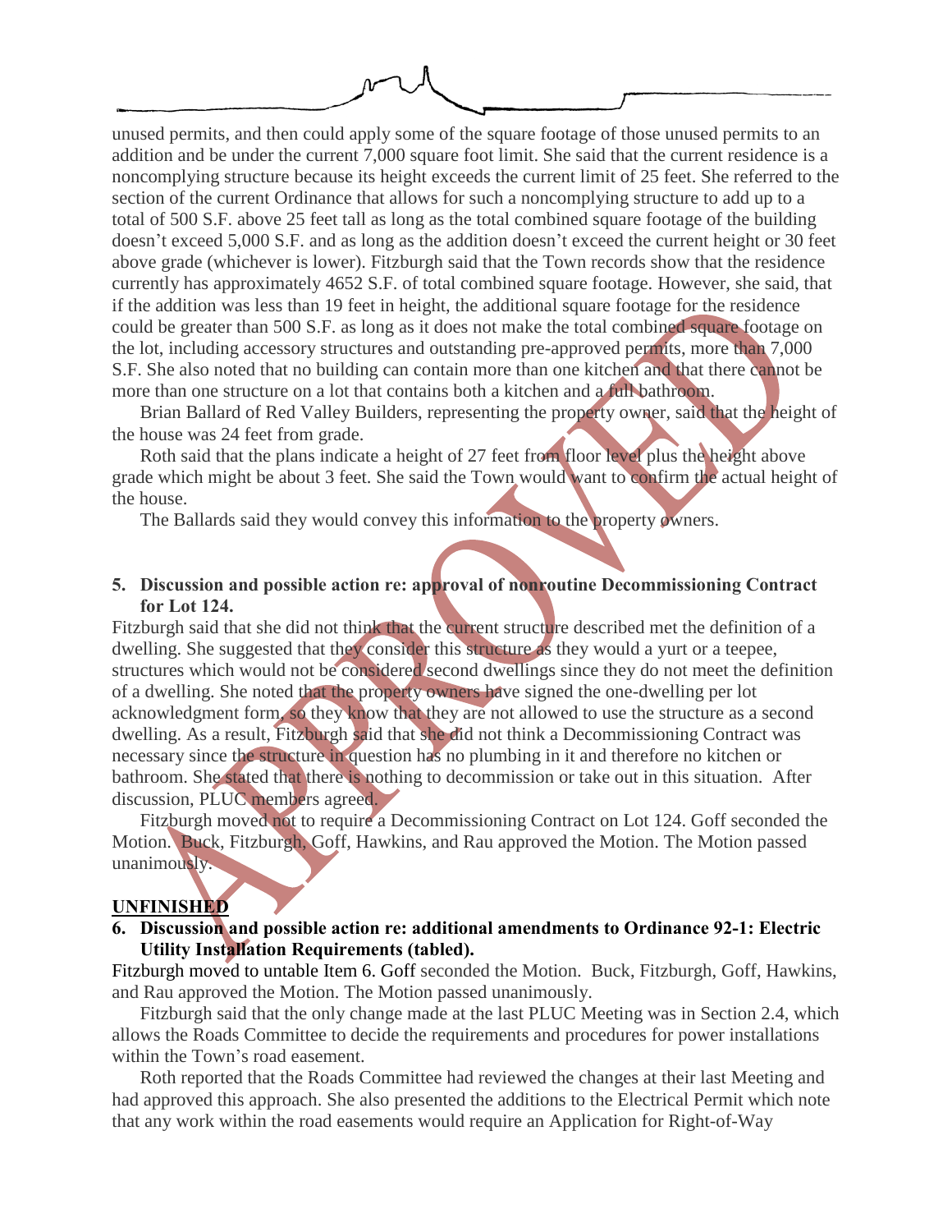unused permits, and then could apply some of the square footage of those unused permits to an addition and be under the current 7,000 square foot limit. She said that the current residence is a noncomplying structure because its height exceeds the current limit of 25 feet. She referred to the section of the current Ordinance that allows for such a noncomplying structure to add up to a total of 500 S.F. above 25 feet tall as long as the total combined square footage of the building doesn't exceed 5,000 S.F. and as long as the addition doesn't exceed the current height or 30 feet above grade (whichever is lower). Fitzburgh said that the Town records show that the residence currently has approximately 4652 S.F. of total combined square footage. However, she said, that if the addition was less than 19 feet in height, the additional square footage for the residence could be greater than 500 S.F. as long as it does not make the total combined square footage on the lot, including accessory structures and outstanding pre-approved permits, more than 7,000 S.F. She also noted that no building can contain more than one kitchen and that there cannot be more than one structure on a lot that contains both a kitchen and a full bathroom.

Brian Ballard of Red Valley Builders, representing the property owner, said that the height of the house was 24 feet from grade.

Roth said that the plans indicate a height of 27 feet from floor level plus the height above grade which might be about 3 feet. She said the Town would want to confirm the actual height of the house.

The Ballards said they would convey this information to the property owners.

**5. Discussion and possible action re: approval of nonroutine Decommissioning Contract for Lot 124.**

Fitzburgh said that she did not think that the current structure described met the definition of a dwelling. She suggested that they consider this structure as they would a yurt or a teepee, structures which would not be considered second dwellings since they do not meet the definition of a dwelling. She noted that the property owners have signed the one-dwelling per lot acknowledgment form, so they know that they are not allowed to use the structure as a second dwelling. As a result, Fitzburgh said that she did not think a Decommissioning Contract was necessary since the structure in question has no plumbing in it and therefore no kitchen or bathroom. She stated that there is nothing to decommission or take out in this situation. After discussion, PLUC members agreed.

Fitzburgh moved not to require a Decommissioning Contract on Lot 124. Goff seconded the Motion. Buck, Fitzburgh, Goff, Hawkins, and Rau approved the Motion. The Motion passed unanimously.

**UNFINISHED**

**6. Discussion and possible action re: additional amendments to Ordinance 92-1: Electric Utility Installation Requirements (tabled).**

Fitzburgh moved to untable Item 6. Goff seconded the Motion. Buck, Fitzburgh, Goff, Hawkins, and Rau approved the Motion. The Motion passed unanimously.

Fitzburgh said that the only change made at the last PLUC Meeting was in Section 2.4, which allows the Roads Committee to decide the requirements and procedures for power installations within the Town's road easement.

Roth reported that the Roads Committee had reviewed the changes at their last Meeting and had approved this approach. She also presented the additions to the Electrical Permit which note that any work within the road easements would require an Application for Right-of-Way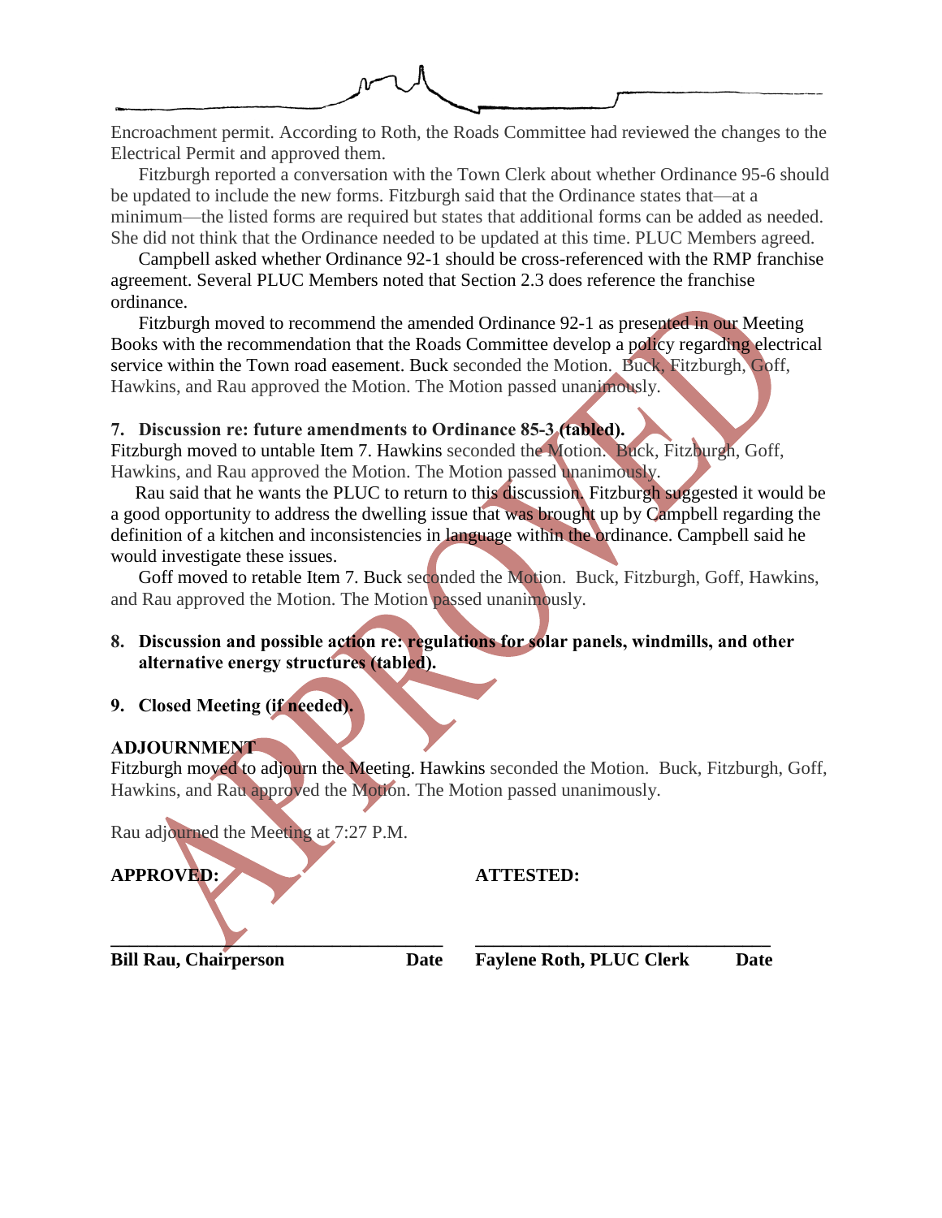Encroachment permit. According to Roth, the Roads Committee had reviewed the changes to the Electrical Permit and approved them.

Fitzburgh reported a conversation with the Town Clerk about whether Ordinance 95-6 should be updated to include the new forms. Fitzburgh said that the Ordinance states that—at a minimum—the listed forms are required but states that additional forms can be added as needed. She did not think that the Ordinance needed to be updated at this time. PLUC Members agreed.

Campbell asked whether Ordinance 92-1 should be cross-referenced with the RMP franchise agreement. Several PLUC Members noted that Section 2.3 does reference the franchise ordinance.

Fitzburgh moved to recommend the amended Ordinance 92-1 as presented in our Meeting Books with the recommendation that the Roads Committee develop a policy regarding electrical service within the Town road easement. Buck seconded the Motion. Buck, Fitzburgh, Goff, Hawkins, and Rau approved the Motion. The Motion passed unanimously.

**7. Discussion re: future amendments to Ordinance 85-3 (tabled).**

Fitzburgh moved to untable Item 7. Hawkins seconded the Motion. Buck, Fitzburgh, Goff, Hawkins, and Rau approved the Motion. The Motion passed unanimously.

Rau said that he wants the PLUC to return to this discussion. Fitzburgh suggested it would be a good opportunity to address the dwelling issue that was brought up by Campbell regarding the definition of a kitchen and inconsistencies in language within the ordinance. Campbell said he would investigate these issues.

Goff moved to retable Item 7. Buck seconded the Motion. Buck, Fitzburgh, Goff, Hawkins, and Rau approved the Motion. The Motion passed unanimously.

**8. Discussion and possible action re: regulations for solar panels, windmills, and other alternative energy structures (tabled).**

**9. Closed Meeting (if needed).**

**ADJOURNMENT**

Fitzburgh moved to adjourn the Meeting. Hawkins seconded the Motion. Buck, Fitzburgh, Goff, Hawkins, and Rau approved the Motion. The Motion passed unanimously.

Rau adjourned the Meeting at 7:27 P.M.

**APPROVED:** **ATTESTED:**

\_\_\_\_\_\_\_\_\_\_\_\_\_\_\_\_\_\_\_\_\_\_\_\_\_\_\_\_\_\_\_\_ \_\_\_\_\_\_\_\_\_\_\_\_\_\_\_\_\_\_\_\_\_\_\_\_\_\_\_\_\_\_\_\_

**Bill Rau, Chairperson Date** **Faylene Roth, PLUC Clerk Date**

APPROVED